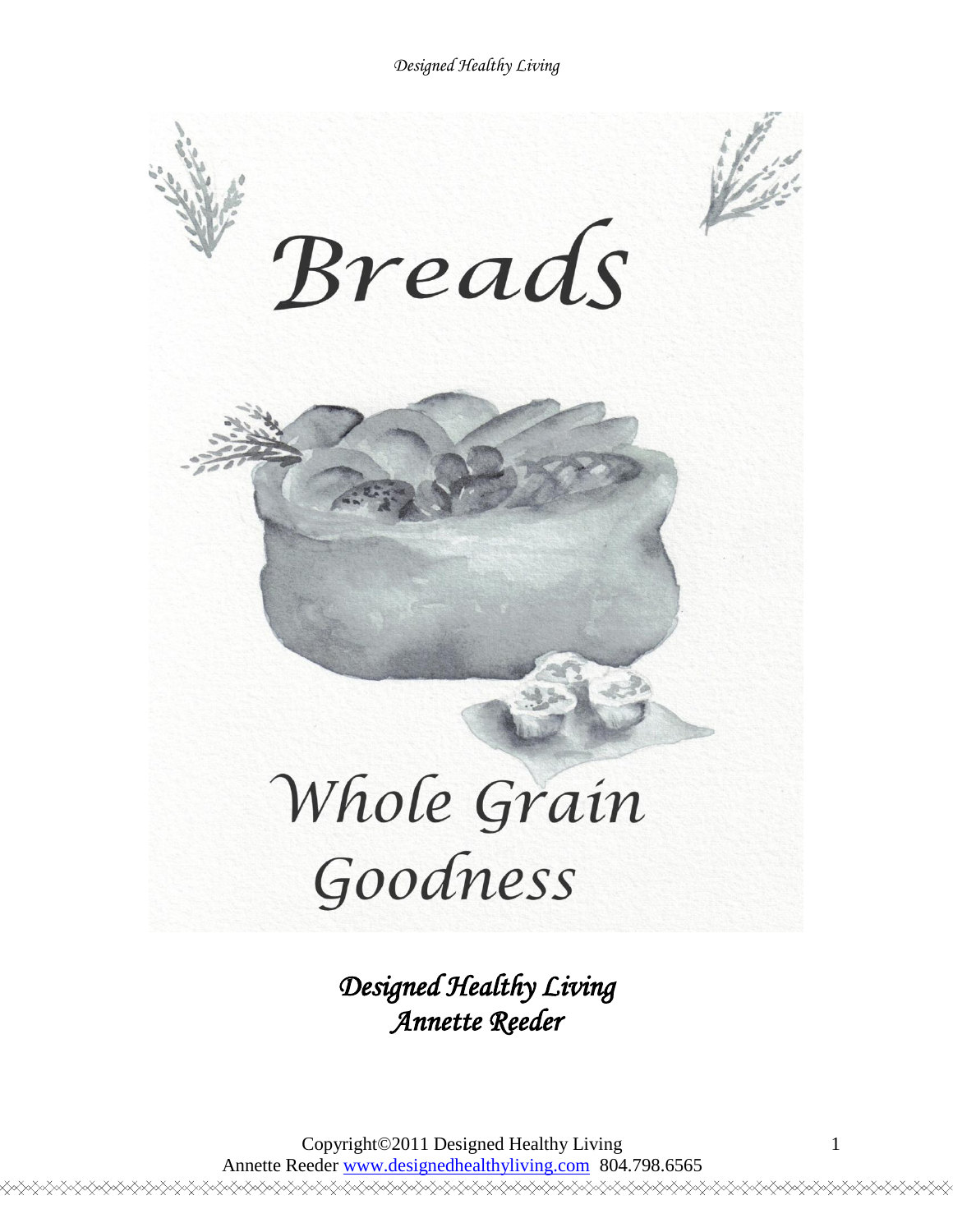# Breads

## Whole Grain Goodness

*Designed Healthy Living*
*Annette Reeder*

Copyright©2011 Designed Healthy Living
Annette Reeder www.designedhealthyliving.com 804.798.6565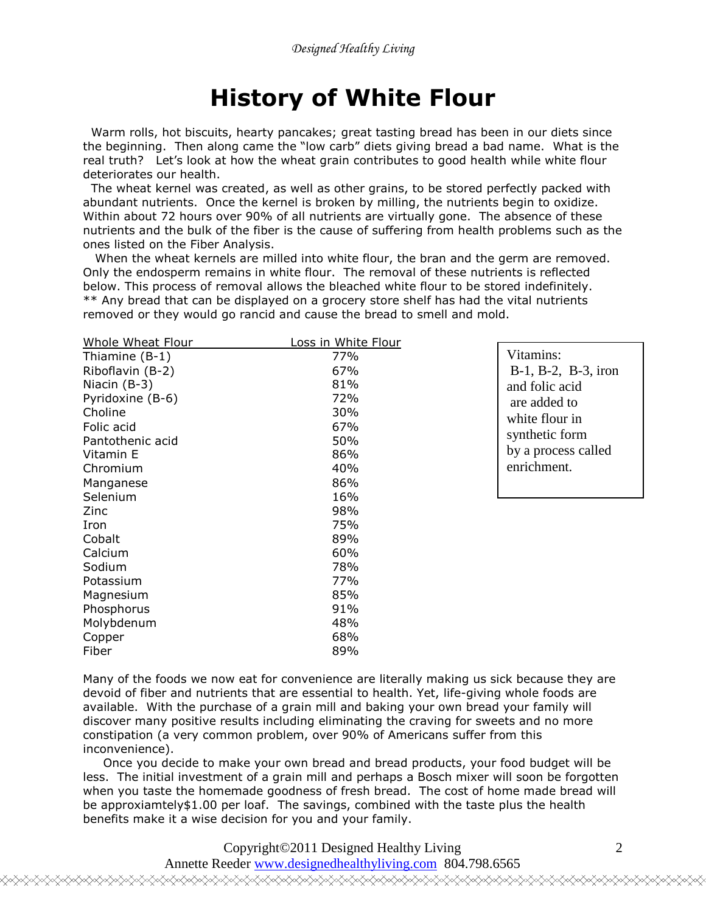# History of White Flour

Warm rolls, hot biscuits, hearty pancakes; great tasting bread has been in our diets since the beginning. Then along came the "low carb" diets giving bread a bad name. What is the real truth? Let's look at how the wheat grain contributes to good health while white flour deteriorates our health.

The wheat kernel was created, as well as other grains, to be stored perfectly packed with abundant nutrients. Once the kernel is broken by milling, the nutrients begin to oxidize. Within about 72 hours over 90% of all nutrients are virtually gone. The absence of these nutrients and the bulk of the fiber is the cause of suffering from health problems such as the ones listed on the Fiber Analysis.

When the wheat kernels are milled into white flour, the bran and the germ are removed. Only the endosperm remains in white flour. The removal of these nutrients is reflected below. This process of removal allows the bleached white flour to be stored indefinitely. ** Any bread that can be displayed on a grocery store shelf has had the vital nutrients removed or they would go rancid and cause the bread to smell and mold.

| Whole Wheat Flour | Loss in White Flour |
|---|---|
| Thiamine (B-1) | 77% |
| Riboflavin (B-2) | 67% |
| Niacin (B-3) | 81% |
| Pyridoxine (B-6) | 72% |
| Choline | 30% |
| Folic acid | 67% |
| Pantothenic acid | 50% |
| Vitamin E | 86% |
| Chromium | 40% |
| Manganese | 86% |
| Selenium | 16% |
| Zinc | 98% |
| Iron | 75% |
| Cobalt | 89% |
| Calcium | 60% |
| Sodium | 78% |
| Potassium | 77% |
| Magnesium | 85% |
| Phosphorus | 91% |
| Molybdenum | 48% |
| Copper | 68% |
| Fiber | 89% |

> Vitamins: B-1, B-2, B-3, iron and folic acid are added to white flour in synthetic form by a process called enrichment.

Many of the foods we now eat for convenience are literally making us sick because they are devoid of fiber and nutrients that are essential to health. Yet, life-giving whole foods are available. With the purchase of a grain mill and baking your own bread your family will discover many positive results including eliminating the craving for sweets and no more constipation (a very common problem, over 90% of Americans suffer from this inconvenience).

Once you decide to make your own bread and bread products, your food budget will be less. The initial investment of a grain mill and perhaps a Bosch mixer will soon be forgotten when you taste the homemade goodness of fresh bread. The cost of home made bread will be approxiamtely$1.00 per loaf. The savings, combined with the taste plus the health benefits make it a wise decision for you and your family.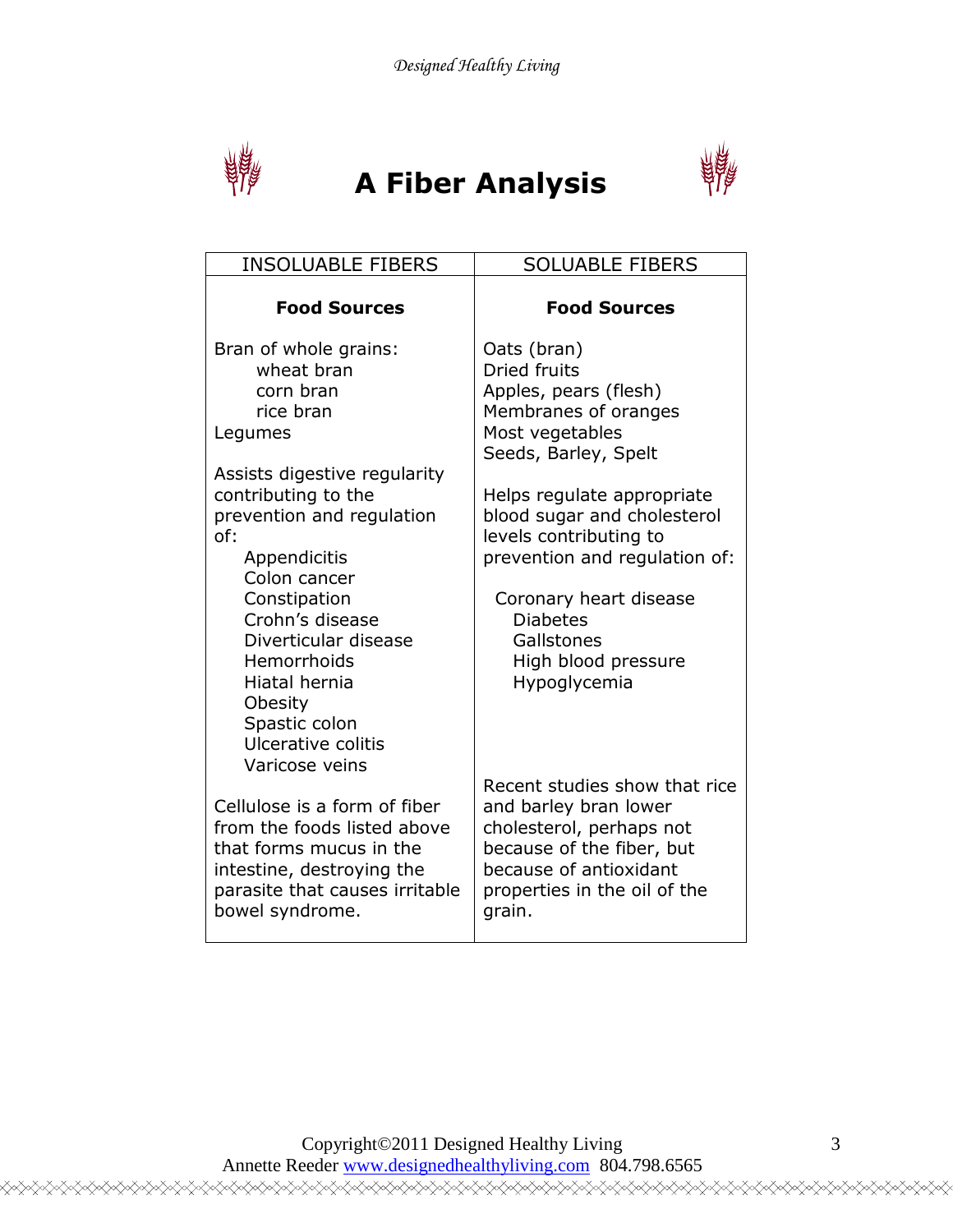# A Fiber Analysis

| INSOLUABLE FIBERS | SOLUABLE FIBERS |
|---|---|
| **Food Sources** | **Food Sources** |
| Bran of whole grains:<br>wheat bran<br>corn bran<br>rice bran<br>Legumes | Oats (bran)<br>Dried fruits<br>Apples, pears (flesh)<br>Membranes of oranges<br>Most vegetables<br>Seeds, Barley, Spelt |
| Assists digestive regularity contributing to the prevention and regulation of:<br>Appendicitis<br>Colon cancer<br>Constipation<br>Crohn's disease<br>Diverticular disease<br>Hemorrhoids<br>Hiatal hernia<br>Obesity<br>Spastic colon<br>Ulcerative colitis<br>Varicose veins | Helps regulate appropriate blood sugar and cholesterol levels contributing to prevention and regulation of:<br>Coronary heart disease<br>Diabetes<br>Gallstones<br>High blood pressure<br>Hypoglycemia |
| Cellulose is a form of fiber from the foods listed above that forms mucus in the intestine, destroying the parasite that causes irritable bowel syndrome. | Recent studies show that rice and barley bran lower cholesterol, perhaps not because of the fiber, but because of antioxidant properties in the oil of the grain. |

Copyright©2011 Designed Healthy Living
Annette Reeder www.designedhealthyliving.com 804.798.6565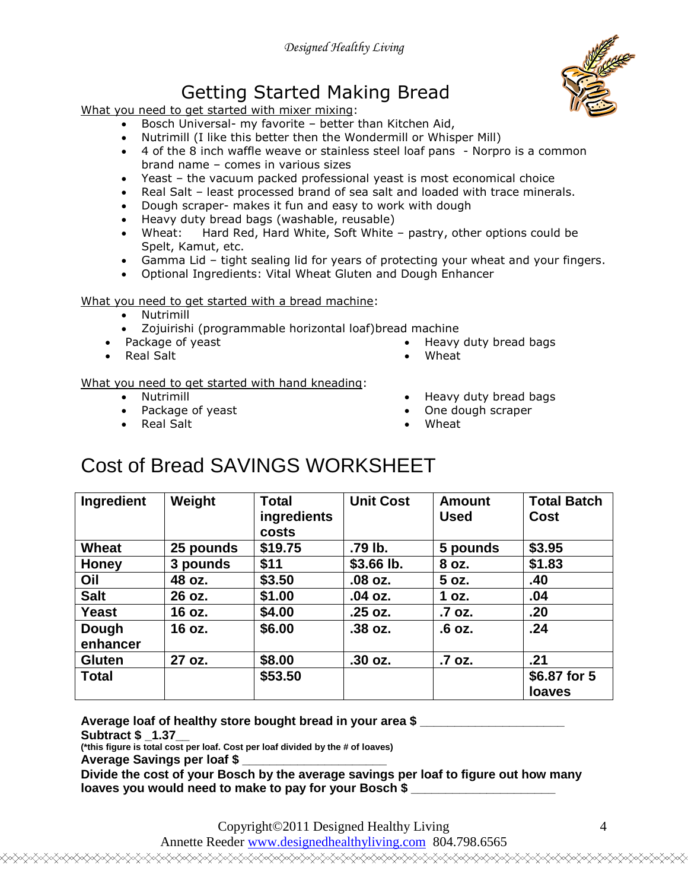# Getting Started Making Bread

What you need to get started with mixer mixing:

- Bosch Universal- my favorite – better than Kitchen Aid,
- Nutrimill (I like this better then the Wondermill or Whisper Mill)
- 4 of the 8 inch waffle weave or stainless steel loaf pans - Norpro is a common brand name – comes in various sizes
- Yeast – the vacuum packed professional yeast is most economical choice
- Real Salt – least processed brand of sea salt and loaded with trace minerals.
- Dough scraper- makes it fun and easy to work with dough
- Heavy duty bread bags (washable, reusable)
- Wheat: Hard Red, Hard White, Soft White – pastry, other options could be Spelt, Kamut, etc.
- Gamma Lid – tight sealing lid for years of protecting your wheat and your fingers.
- Optional Ingredients: Vital Wheat Gluten and Dough Enhancer

What you need to get started with a bread machine:

- Nutrimill
- Zojuirishi (programmable horizontal loaf)bread machine
- Package of yeast
- Real Salt
- Heavy duty bread bags
- Wheat

What you need to get started with hand kneading:

- Nutrimill
- Package of yeast
- Real Salt
- Heavy duty bread bags
- One dough scraper
- Wheat

# Cost of Bread SAVINGS WORKSHEET

| Ingredient | Weight | Total ingredients costs | Unit Cost | Amount Used | Total Batch Cost |
|---|---|---|---|---|---|
| **Wheat** | **25 pounds** | **$19.75** | **.79 lb.** | **5 pounds** | **$3.95** |
| **Honey** | **3 pounds** | **$11** | **$3.66 lb.** | **8 oz.** | **$1.83** |
| **Oil** | **48 oz.** | **$3.50** | **.08 oz.** | **5 oz.** | **.40** |
| **Salt** | **26 oz.** | **$1.00** | **.04 oz.** | **1 oz.** | **.04** |
| **Yeast** | **16 oz.** | **$4.00** | **.25 oz.** | **.7 oz.** | **.20** |
| **Dough enhancer** | **16 oz.** | **$6.00** | **.38 oz.** | **.6 oz.** | **.24** |
| **Gluten** | **27 oz.** | **$8.00** | **.30 oz.** | **.7 oz.** | **.21** |
| **Total** | | **$53.50** | | | **$6.87 for 5 loaves** |

**Average loaf of healthy store bought bread in your area $ ____________________**

**Subtract $ _1.37__**

**(*this figure is total cost per loaf. Cost per loaf divided by the # of loaves)**

**Average Savings per loaf $ ____________________**

**Divide the cost of your Bosch by the average savings per loaf to figure out how many loaves you would need to make to pay for your Bosch $ ____________________**

Copyright©2011 Designed Healthy Living
Annette Reeder www.designedhealthyliving.com 804.798.6565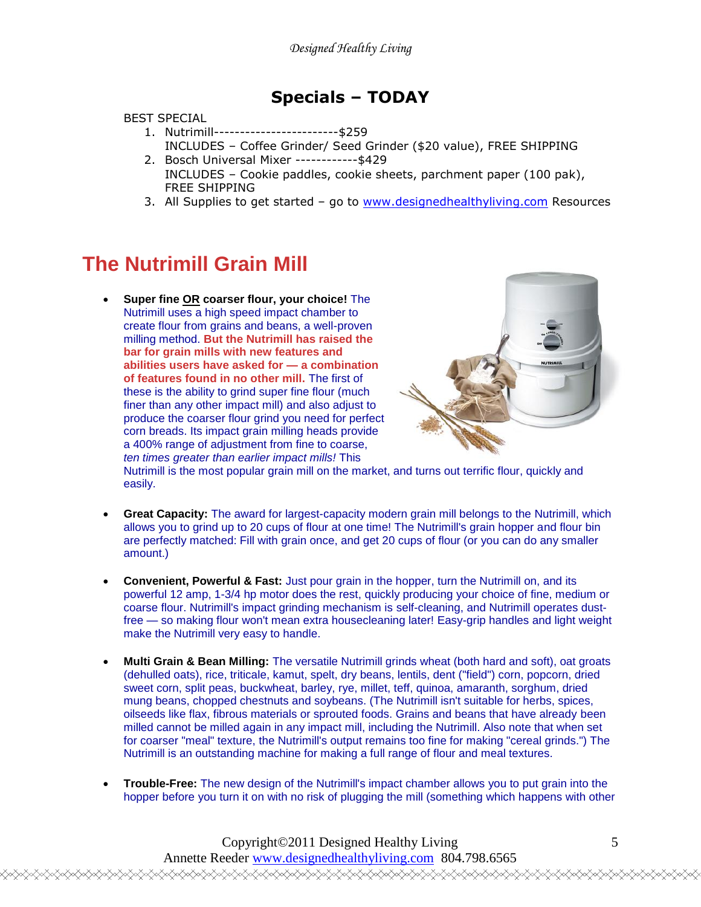## Specials – TODAY

BEST SPECIAL

1. Nutrimill------------------------$259
   INCLUDES – Coffee Grinder/ Seed Grinder ($20 value), FREE SHIPPING
2. Bosch Universal Mixer ------------$429
   INCLUDES – Cookie paddles, cookie sheets, parchment paper (100 pak), FREE SHIPPING
3. All Supplies to get started – go to www.designedhealthyliving.com Resources

# The Nutrimill Grain Mill

- **Super fine OR coarser flour, your choice!** The Nutrimill uses a high speed impact chamber to create flour from grains and beans, a well-proven milling method. **But the Nutrimill has raised the bar for grain mills with new features and abilities users have asked for — a combination of features found in no other mill.** The first of these is the ability to grind super fine flour (much finer than any other impact mill) and also adjust to produce the coarser flour grind you need for perfect corn breads. Its impact grain milling heads provide a 400% range of adjustment from fine to coarse, *ten times greater than earlier impact mills!* This Nutrimill is the most popular grain mill on the market, and turns out terrific flour, quickly and easily.

- **Great Capacity:** The award for largest-capacity modern grain mill belongs to the Nutrimill, which allows you to grind up to 20 cups of flour at one time! The Nutrimill's grain hopper and flour bin are perfectly matched: Fill with grain once, and get 20 cups of flour (or you can do any smaller amount.)

- **Convenient, Powerful & Fast:** Just pour grain in the hopper, turn the Nutrimill on, and its powerful 12 amp, 1-3/4 hp motor does the rest, quickly producing your choice of fine, medium or coarse flour. Nutrimill's impact grinding mechanism is self-cleaning, and Nutrimill operates dust-free — so making flour won't mean extra housecleaning later! Easy-grip handles and light weight make the Nutrimill very easy to handle.

- **Multi Grain & Bean Milling:** The versatile Nutrimill grinds wheat (both hard and soft), oat groats (dehulled oats), rice, triticale, kamut, spelt, dry beans, lentils, dent ("field") corn, popcorn, dried sweet corn, split peas, buckwheat, barley, rye, millet, teff, quinoa, amaranth, sorghum, dried mung beans, chopped chestnuts and soybeans. (The Nutrimill isn't suitable for herbs, spices, oilseeds like flax, fibrous materials or sprouted foods. Grains and beans that have already been milled cannot be milled again in any impact mill, including the Nutrimill. Also note that when set for coarser "meal" texture, the Nutrimill's output remains too fine for making "cereal grinds.") The Nutrimill is an outstanding machine for making a full range of flour and meal textures.

- **Trouble-Free:** The new design of the Nutrimill's impact chamber allows you to put grain into the hopper before you turn it on with no risk of plugging the mill (something which happens with other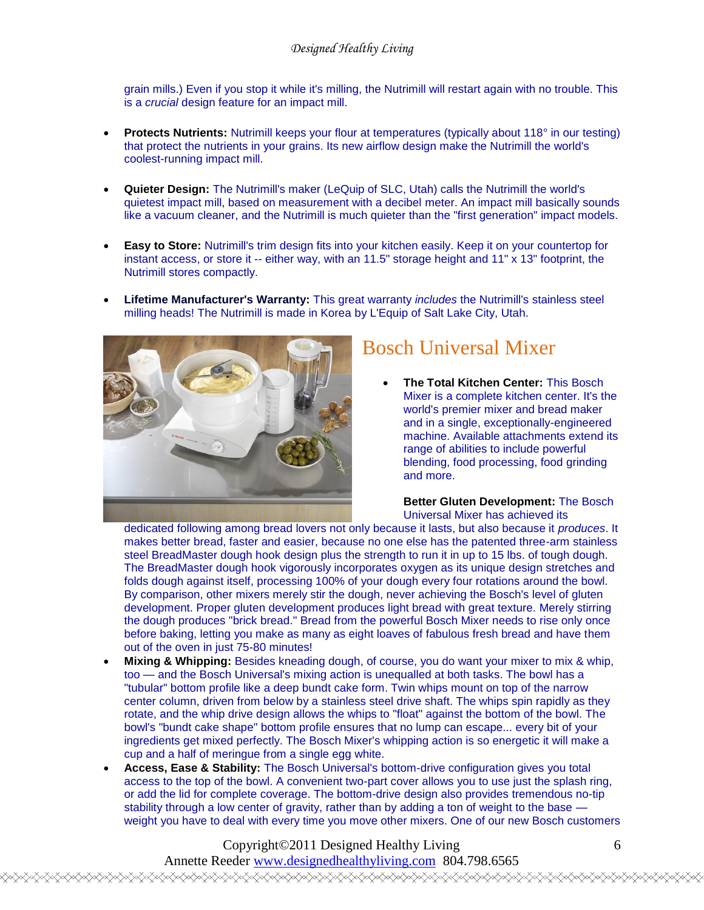grain mills.) Even if you stop it while it's milling, the Nutrimill will restart again with no trouble. This is a *crucial* design feature for an impact mill.

- **Protects Nutrients:** Nutrimill keeps your flour at temperatures (typically about 118° in our testing) that protect the nutrients in your grains. Its new airflow design make the Nutrimill the world's coolest-running impact mill.

- **Quieter Design:** The Nutrimill's maker (LeQuip of SLC, Utah) calls the Nutrimill the world's quietest impact mill, based on measurement with a decibel meter. An impact mill basically sounds like a vacuum cleaner, and the Nutrimill is much quieter than the "first generation" impact models.

- **Easy to Store:** Nutrimill's trim design fits into your kitchen easily. Keep it on your countertop for instant access, or store it -- either way, with an 11.5" storage height and 11" x 13" footprint, the Nutrimill stores compactly.

- **Lifetime Manufacturer's Warranty:** This great warranty *includes* the Nutrimill's stainless steel milling heads! The Nutrimill is made in Korea by L'Equip of Salt Lake City, Utah.

## Bosch Universal Mixer

- **The Total Kitchen Center:** This Bosch Mixer is a complete kitchen center. It's the world's premier mixer and bread maker and in a single, exceptionally-engineered machine. Available attachments extend its range of abilities to include powerful blending, food processing, food grinding and more.

  **Better Gluten Development:** The Bosch Universal Mixer has achieved its dedicated following among bread lovers not only because it lasts, but also because it *produces*. It makes better bread, faster and easier, because no one else has the patented three-arm stainless steel BreadMaster dough hook design plus the strength to run it in up to 15 lbs. of tough dough. The BreadMaster dough hook vigorously incorporates oxygen as its unique design stretches and folds dough against itself, processing 100% of your dough every four rotations around the bowl. By comparison, other mixers merely stir the dough, never achieving the Bosch's level of gluten development. Proper gluten development produces light bread with great texture. Merely stirring the dough produces "brick bread." Bread from the powerful Bosch Mixer needs to rise only once before baking, letting you make as many as eight loaves of fabulous fresh bread and have them out of the oven in just 75-80 minutes!
- **Mixing & Whipping:** Besides kneading dough, of course, you do want your mixer to mix & whip, too — and the Bosch Universal's mixing action is unequalled at both tasks. The bowl has a "tubular" bottom profile like a deep bundt cake form. Twin whips mount on top of the narrow center column, driven from below by a stainless steel drive shaft. The whips spin rapidly as they rotate, and the whip drive design allows the whips to "float" against the bottom of the bowl. The bowl's "bundt cake shape" bottom profile ensures that no lump can escape... every bit of your ingredients get mixed perfectly. The Bosch Mixer's whipping action is so energetic it will make a cup and a half of meringue from a single egg white.
- **Access, Ease & Stability:** The Bosch Universal's bottom-drive configuration gives you total access to the top of the bowl. A convenient two-part cover allows you to use just the splash ring, or add the lid for complete coverage. The bottom-drive design also provides tremendous no-tip stability through a low center of gravity, rather than by adding a ton of weight to the base — weight you have to deal with every time you move other mixers. One of our new Bosch customers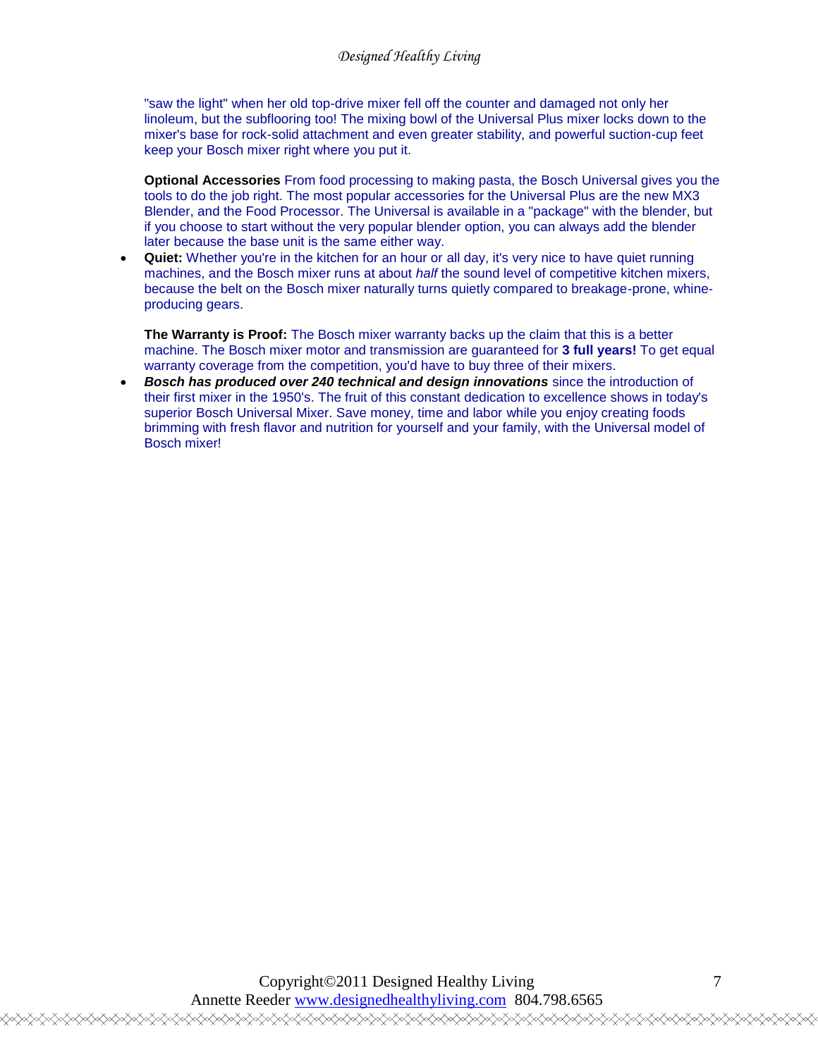"saw the light" when her old top-drive mixer fell off the counter and damaged not only her linoleum, but the subflooring too! The mixing bowl of the Universal Plus mixer locks down to the mixer's base for rock-solid attachment and even greater stability, and powerful suction-cup feet keep your Bosch mixer right where you put it.

**Optional Accessories** From food processing to making pasta, the Bosch Universal gives you the tools to do the job right. The most popular accessories for the Universal Plus are the new MX3 Blender, and the Food Processor. The Universal is available in a "package" with the blender, but if you choose to start without the very popular blender option, you can always add the blender later because the base unit is the same either way.

- **Quiet:** Whether you're in the kitchen for an hour or all day, it's very nice to have quiet running machines, and the Bosch mixer runs at about *half* the sound level of competitive kitchen mixers, because the belt on the Bosch mixer naturally turns quietly compared to breakage-prone, whine-producing gears.

  **The Warranty is Proof:** The Bosch mixer warranty backs up the claim that this is a better machine. The Bosch mixer motor and transmission are guaranteed for **3 full years!** To get equal warranty coverage from the competition, you'd have to buy three of their mixers.
- ***Bosch has produced over 240 technical and design innovations*** since the introduction of their first mixer in the 1950's. The fruit of this constant dedication to excellence shows in today's superior Bosch Universal Mixer. Save money, time and labor while you enjoy creating foods brimming with fresh flavor and nutrition for yourself and your family, with the Universal model of Bosch mixer!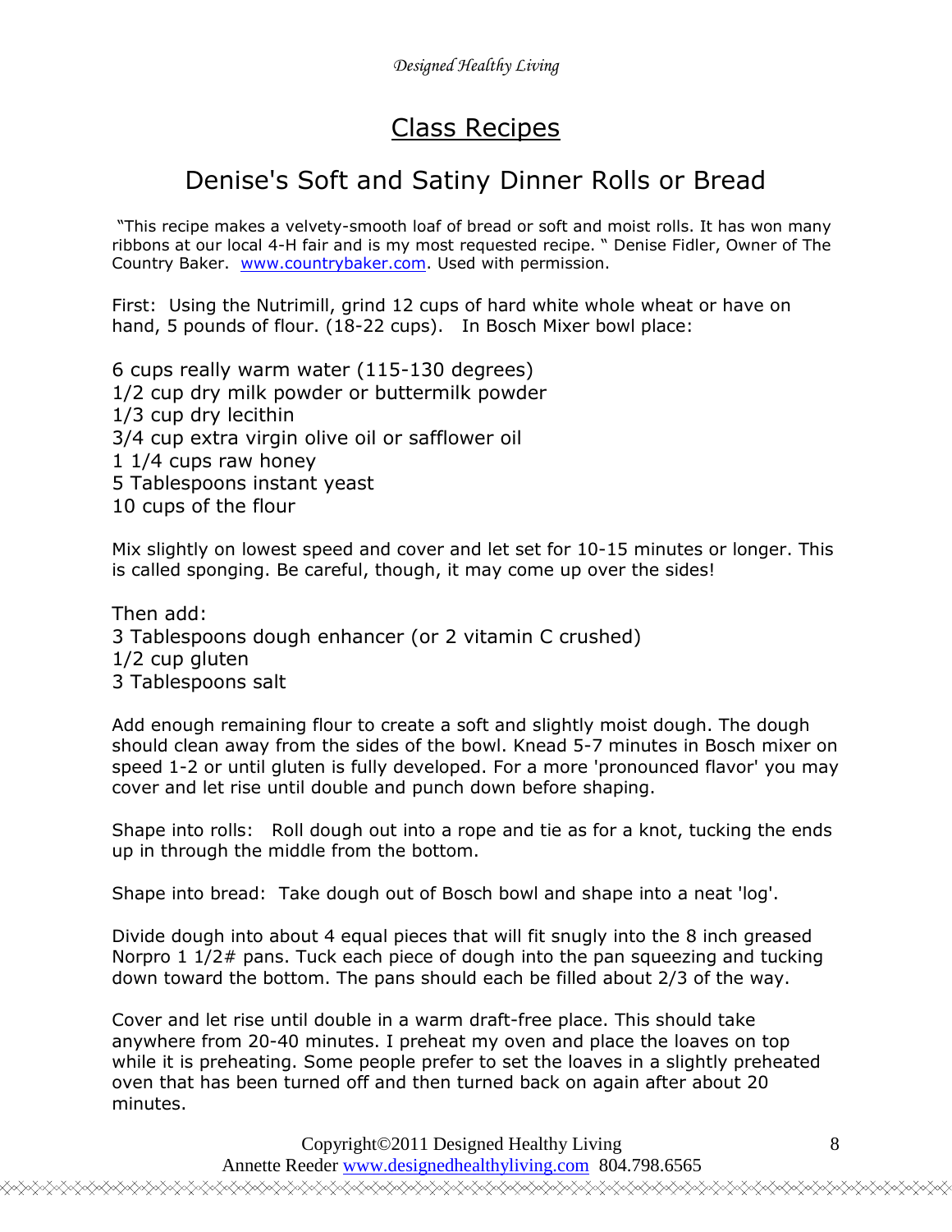# Class Recipes

## Denise's Soft and Satiny Dinner Rolls or Bread

"This recipe makes a velvety-smooth loaf of bread or soft and moist rolls. It has won many ribbons at our local 4-H fair and is my most requested recipe. " Denise Fidler, Owner of The Country Baker. www.countrybaker.com. Used with permission.

First: Using the Nutrimill, grind 12 cups of hard white whole wheat or have on hand, 5 pounds of flour. (18-22 cups). In Bosch Mixer bowl place:

6 cups really warm water (115-130 degrees)
1/2 cup dry milk powder or buttermilk powder
1/3 cup dry lecithin
3/4 cup extra virgin olive oil or safflower oil
1 1/4 cups raw honey
5 Tablespoons instant yeast
10 cups of the flour

Mix slightly on lowest speed and cover and let set for 10-15 minutes or longer. This is called sponging. Be careful, though, it may come up over the sides!

Then add:
3 Tablespoons dough enhancer (or 2 vitamin C crushed)
1/2 cup gluten
3 Tablespoons salt

Add enough remaining flour to create a soft and slightly moist dough. The dough should clean away from the sides of the bowl. Knead 5-7 minutes in Bosch mixer on speed 1-2 or until gluten is fully developed. For a more 'pronounced flavor' you may cover and let rise until double and punch down before shaping.

Shape into rolls: Roll dough out into a rope and tie as for a knot, tucking the ends up in through the middle from the bottom.

Shape into bread: Take dough out of Bosch bowl and shape into a neat 'log'.

Divide dough into about 4 equal pieces that will fit snugly into the 8 inch greased Norpro 1 1/2# pans. Tuck each piece of dough into the pan squeezing and tucking down toward the bottom. The pans should each be filled about 2/3 of the way.

Cover and let rise until double in a warm draft-free place. This should take anywhere from 20-40 minutes. I preheat my oven and place the loaves on top while it is preheating. Some people prefer to set the loaves in a slightly preheated oven that has been turned off and then turned back on again after about 20 minutes.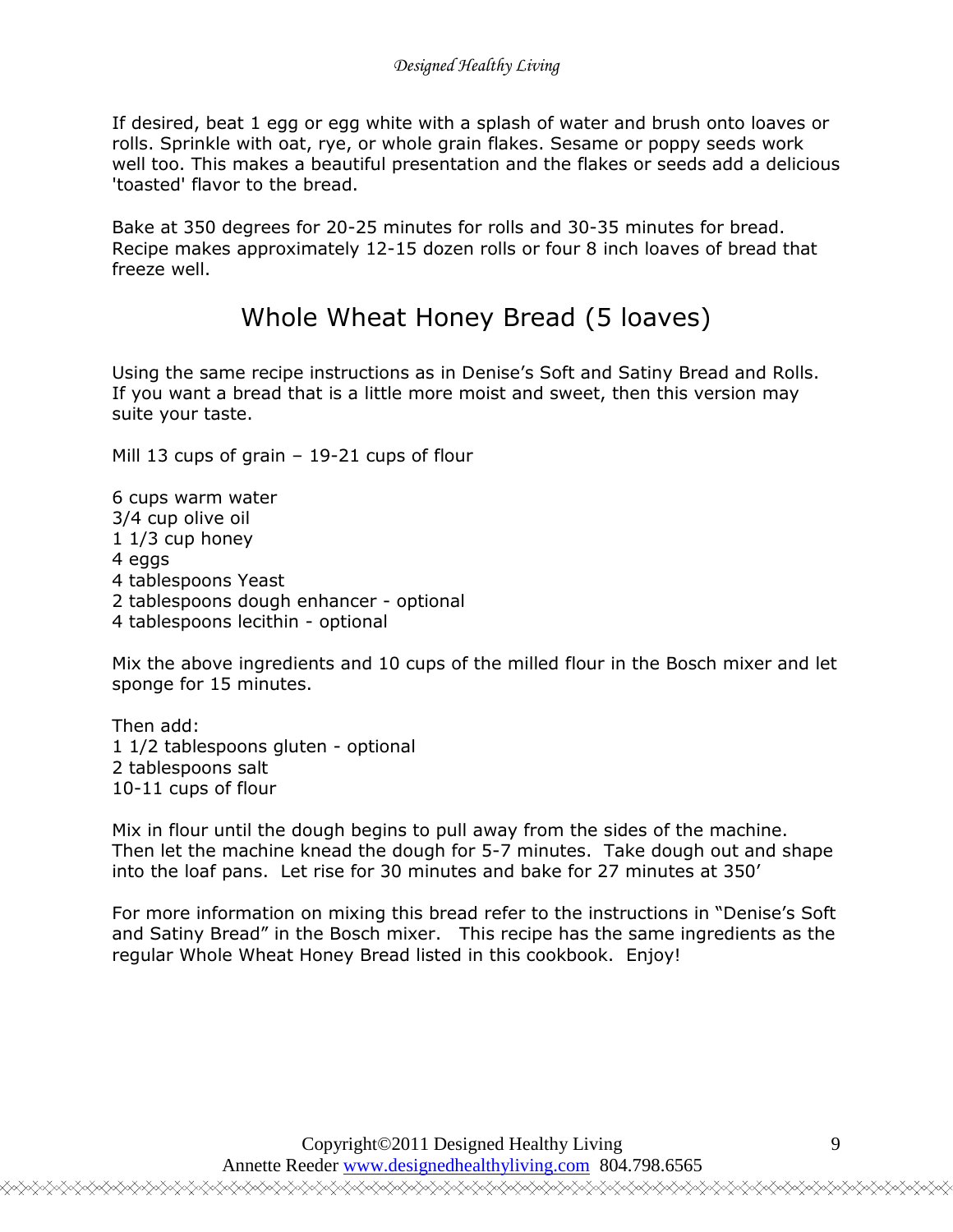If desired, beat 1 egg or egg white with a splash of water and brush onto loaves or rolls. Sprinkle with oat, rye, or whole grain flakes. Sesame or poppy seeds work well too. This makes a beautiful presentation and the flakes or seeds add a delicious 'toasted' flavor to the bread.

Bake at 350 degrees for 20-25 minutes for rolls and 30-35 minutes for bread. Recipe makes approximately 12-15 dozen rolls or four 8 inch loaves of bread that freeze well.

## Whole Wheat Honey Bread (5 loaves)

Using the same recipe instructions as in Denise's Soft and Satiny Bread and Rolls. If you want a bread that is a little more moist and sweet, then this version may suite your taste.

Mill 13 cups of grain – 19-21 cups of flour

6 cups warm water  
3/4 cup olive oil  
1 1/3 cup honey  
4 eggs  
4 tablespoons Yeast  
2 tablespoons dough enhancer - optional  
4 tablespoons lecithin - optional

Mix the above ingredients and 10 cups of the milled flour in the Bosch mixer and let sponge for 15 minutes.

Then add:  
1 1/2 tablespoons gluten - optional  
2 tablespoons salt  
10-11 cups of flour

Mix in flour until the dough begins to pull away from the sides of the machine. Then let the machine knead the dough for 5-7 minutes. Take dough out and shape into the loaf pans. Let rise for 30 minutes and bake for 27 minutes at 350'

For more information on mixing this bread refer to the instructions in "Denise's Soft and Satiny Bread" in the Bosch mixer. This recipe has the same ingredients as the regular Whole Wheat Honey Bread listed in this cookbook. Enjoy!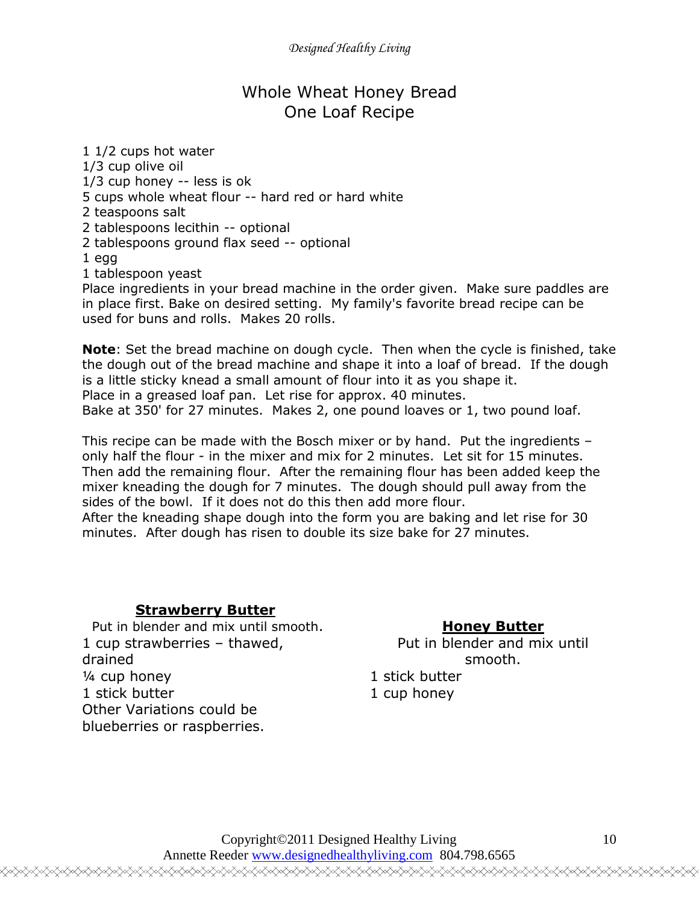# Whole Wheat Honey Bread
## One Loaf Recipe

1 1/2 cups hot water
1/3 cup olive oil
1/3 cup honey -- less is ok
5 cups whole wheat flour -- hard red or hard white
2 teaspoons salt
2 tablespoons lecithin -- optional
2 tablespoons ground flax seed -- optional
1 egg
1 tablespoon yeast
Place ingredients in your bread machine in the order given. Make sure paddles are in place first. Bake on desired setting. My family's favorite bread recipe can be used for buns and rolls. Makes 20 rolls.

**Note**: Set the bread machine on dough cycle. Then when the cycle is finished, take the dough out of the bread machine and shape it into a loaf of bread. If the dough is a little sticky knead a small amount of flour into it as you shape it.
Place in a greased loaf pan. Let rise for approx. 40 minutes.
Bake at 350' for 27 minutes. Makes 2, one pound loaves or 1, two pound loaf.

This recipe can be made with the Bosch mixer or by hand. Put the ingredients – only half the flour - in the mixer and mix for 2 minutes. Let sit for 15 minutes. Then add the remaining flour. After the remaining flour has been added keep the mixer kneading the dough for 7 minutes. The dough should pull away from the sides of the bowl. If it does not do this then add more flour.
After the kneading shape dough into the form you are baking and let rise for 30 minutes. After dough has risen to double its size bake for 27 minutes.

### **Strawberry Butter**

Put in blender and mix until smooth.
1 cup strawberries – thawed, drained
¼ cup honey
1 stick butter
Other Variations could be blueberries or raspberries.

### **Honey Butter**

Put in blender and mix until smooth.
1 stick butter
1 cup honey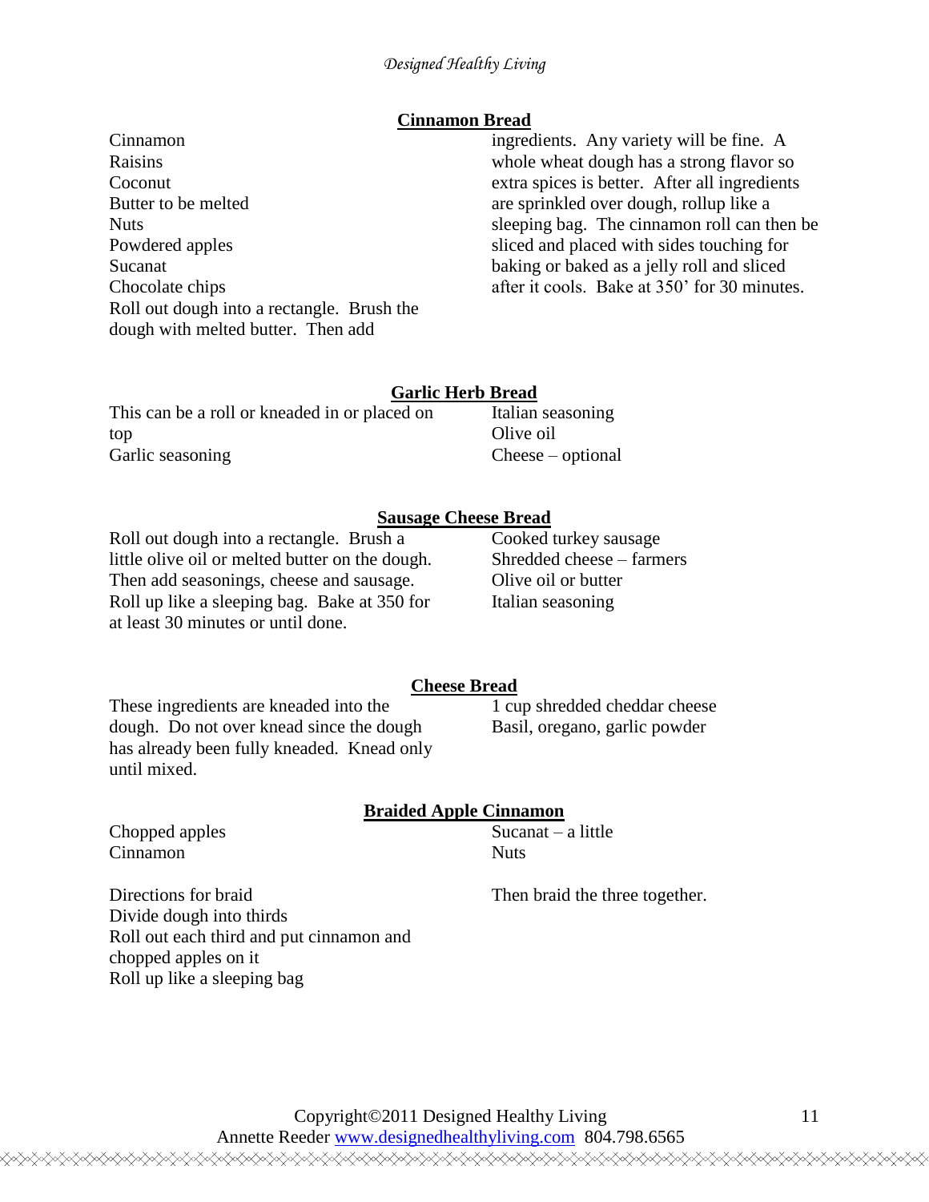## Cinnamon Bread

Cinnamon
Raisins
Coconut
Butter to be melted
Nuts
Powdered apples
Sucanat
Chocolate chips

Roll out dough into a rectangle. Brush the dough with melted butter. Then add ingredients. Any variety will be fine. A whole wheat dough has a strong flavor so extra spices is better. After all ingredients are sprinkled over dough, rollup like a sleeping bag. The cinnamon roll can then be sliced and placed with sides touching for baking or baked as a jelly roll and sliced after it cools. Bake at 350' for 30 minutes.

## Garlic Herb Bread

This can be a roll or kneaded in or placed on top

Garlic seasoning
Italian seasoning
Olive oil
Cheese – optional

## Sausage Cheese Bread

Roll out dough into a rectangle. Brush a little olive oil or melted butter on the dough. Then add seasonings, cheese and sausage. Roll up like a sleeping bag. Bake at 350 for at least 30 minutes or until done.

Cooked turkey sausage
Shredded cheese – farmers
Olive oil or butter
Italian seasoning

## Cheese Bread

These ingredients are kneaded into the dough. Do not over knead since the dough has already been fully kneaded. Knead only until mixed.

1 cup shredded cheddar cheese
Basil, oregano, garlic powder

## Braided Apple Cinnamon

Chopped apples
Cinnamon
Sucanat – a little
Nuts

Directions for braid
Divide dough into thirds
Roll out each third and put cinnamon and chopped apples on it
Roll up like a sleeping bag
Then braid the three together.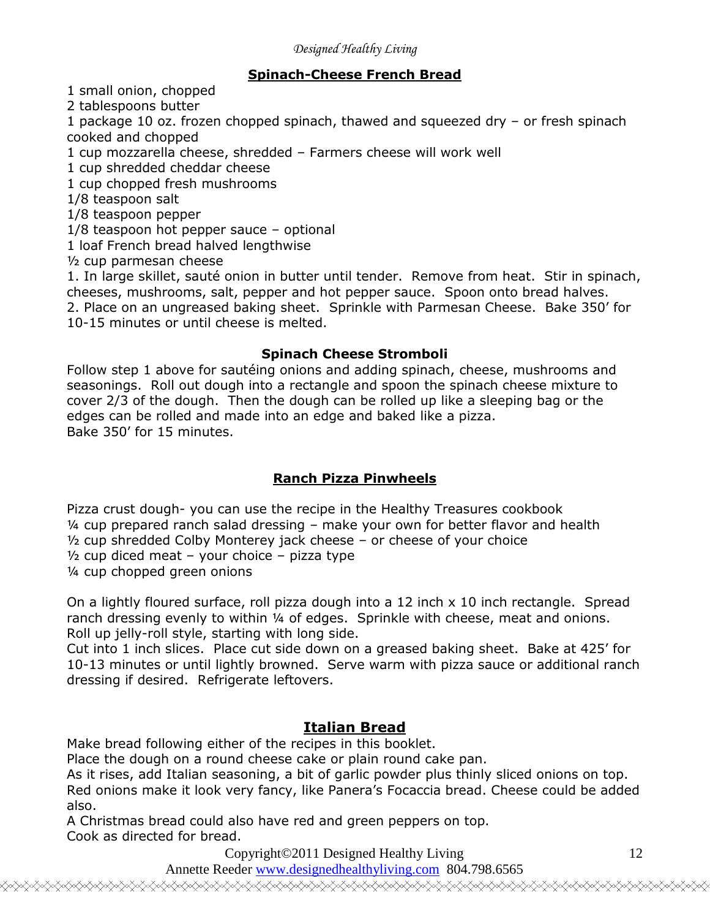## Spinach-Cheese French Bread

1 small onion, chopped
2 tablespoons butter
1 package 10 oz. frozen chopped spinach, thawed and squeezed dry – or fresh spinach cooked and chopped
1 cup mozzarella cheese, shredded – Farmers cheese will work well
1 cup shredded cheddar cheese
1 cup chopped fresh mushrooms
1/8 teaspoon salt
1/8 teaspoon pepper
1/8 teaspoon hot pepper sauce – optional
1 loaf French bread halved lengthwise
½ cup parmesan cheese

1. In large skillet, sauté onion in butter until tender. Remove from heat. Stir in spinach, cheeses, mushrooms, salt, pepper and hot pepper sauce. Spoon onto bread halves.
2. Place on an ungreased baking sheet. Sprinkle with Parmesan Cheese. Bake 350' for 10-15 minutes or until cheese is melted.

### Spinach Cheese Stromboli

Follow step 1 above for sautéing onions and adding spinach, cheese, mushrooms and seasonings. Roll out dough into a rectangle and spoon the spinach cheese mixture to cover 2/3 of the dough. Then the dough can be rolled up like a sleeping bag or the edges can be rolled and made into an edge and baked like a pizza.
Bake 350' for 15 minutes.

## Ranch Pizza Pinwheels

Pizza crust dough- you can use the recipe in the Healthy Treasures cookbook
¼ cup prepared ranch salad dressing – make your own for better flavor and health
½ cup shredded Colby Monterey jack cheese – or cheese of your choice
½ cup diced meat – your choice – pizza type
¼ cup chopped green onions

On a lightly floured surface, roll pizza dough into a 12 inch x 10 inch rectangle. Spread ranch dressing evenly to within ¼ of edges. Sprinkle with cheese, meat and onions. Roll up jelly-roll style, starting with long side.
Cut into 1 inch slices. Place cut side down on a greased baking sheet. Bake at 425' for 10-13 minutes or until lightly browned. Serve warm with pizza sauce or additional ranch dressing if desired. Refrigerate leftovers.

## Italian Bread

Make bread following either of the recipes in this booklet.
Place the dough on a round cheese cake or plain round cake pan.
As it rises, add Italian seasoning, a bit of garlic powder plus thinly sliced onions on top. Red onions make it look very fancy, like Panera's Focaccia bread. Cheese could be added also.
A Christmas bread could also have red and green peppers on top.
Cook as directed for bread.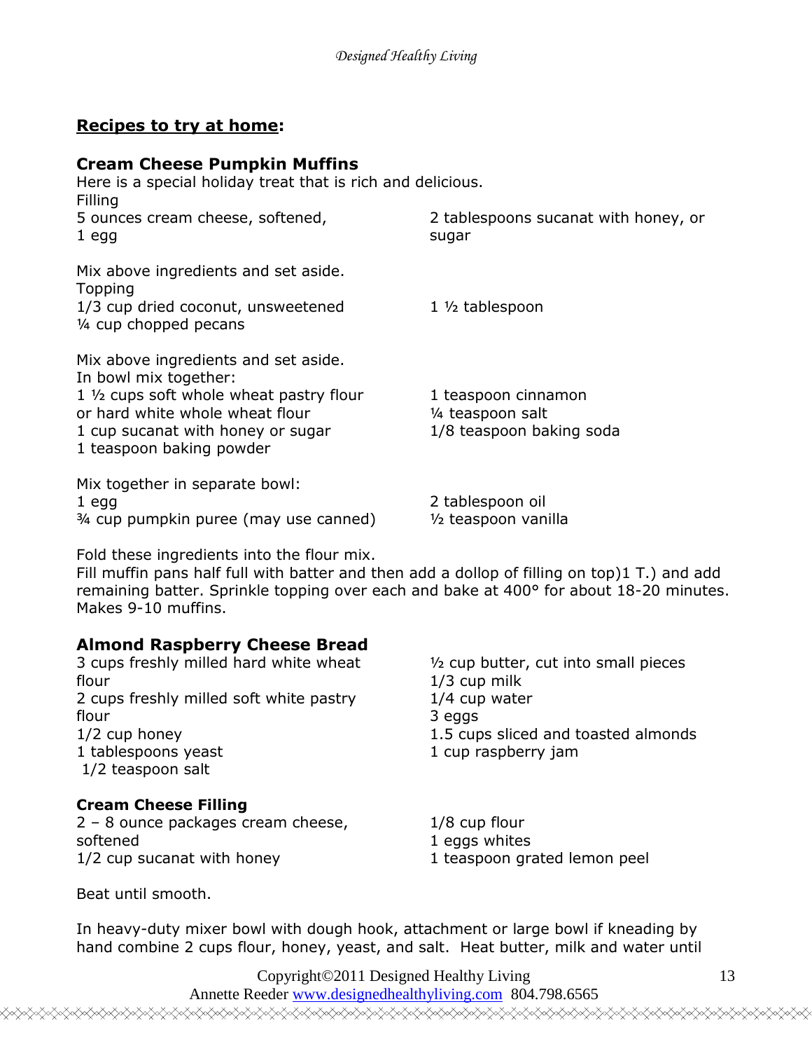**Recipes to try at home:**

### Cream Cheese Pumpkin Muffins

Here is a special holiday treat that is rich and delicious.

Filling

5 ounces cream cheese, softened,
1 egg
2 tablespoons sucanat with honey, or sugar

Mix above ingredients and set aside.

Topping

1/3 cup dried coconut, unsweetened
¼ cup chopped pecans
1 ½ tablespoon

Mix above ingredients and set aside.

In bowl mix together:

1 ½ cups soft whole wheat pastry flour or hard white whole wheat flour
1 cup sucanat with honey or sugar
1 teaspoon baking powder
1 teaspoon cinnamon
¼ teaspoon salt
1/8 teaspoon baking soda

Mix together in separate bowl:

1 egg
¾ cup pumpkin puree (may use canned)
2 tablespoon oil
½ teaspoon vanilla

Fold these ingredients into the flour mix.

Fill muffin pans half full with batter and then add a dollop of filling on top)1 T.) and add remaining batter. Sprinkle topping over each and bake at 400° for about 18-20 minutes. Makes 9-10 muffins.

### Almond Raspberry Cheese Bread

3 cups freshly milled hard white wheat flour
2 cups freshly milled soft white pastry flour
1/2 cup honey
1 tablespoons yeast
1/2 teaspoon salt
½ cup butter, cut into small pieces
1/3 cup milk
1/4 cup water
3 eggs
1.5 cups sliced and toasted almonds
1 cup raspberry jam

**Cream Cheese Filling**

2 – 8 ounce packages cream cheese, softened
1/2 cup sucanat with honey
1/8 cup flour
1 eggs whites
1 teaspoon grated lemon peel

Beat until smooth.

In heavy-duty mixer bowl with dough hook, attachment or large bowl if kneading by hand combine 2 cups flour, honey, yeast, and salt. Heat butter, milk and water until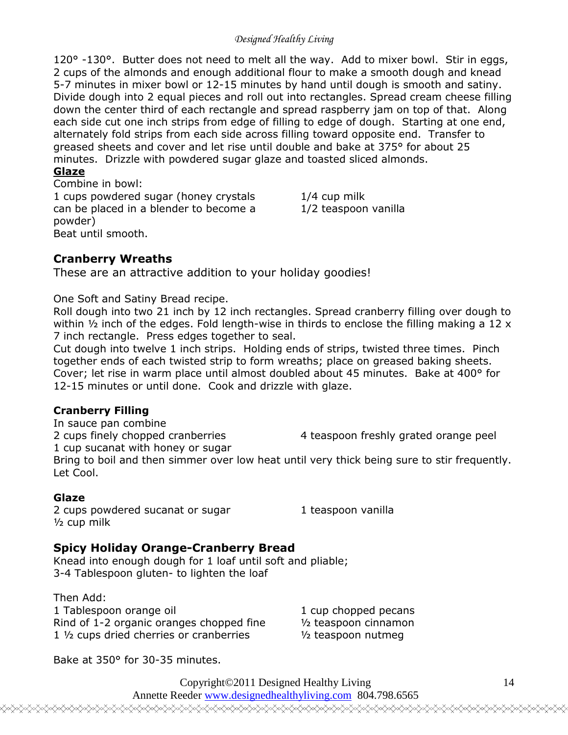120° -130°. Butter does not need to melt all the way. Add to mixer bowl. Stir in eggs, 2 cups of the almonds and enough additional flour to make a smooth dough and knead 5-7 minutes in mixer bowl or 12-15 minutes by hand until dough is smooth and satiny. Divide dough into 2 equal pieces and roll out into rectangles. Spread cream cheese filling down the center third of each rectangle and spread raspberry jam on top of that. Along each side cut one inch strips from edge of filling to edge of dough. Starting at one end, alternately fold strips from each side across filling toward opposite end. Transfer to greased sheets and cover and let rise until double and bake at 375° for about 25 minutes. Drizzle with powdered sugar glaze and toasted sliced almonds.

**Glaze**

Combine in bowl:

1 cups powdered sugar (honey crystals can be placed in a blender to become a powder)
1/4 cup milk
1/2 teaspoon vanilla

Beat until smooth.

## Cranberry Wreaths

These are an attractive addition to your holiday goodies!

One Soft and Satiny Bread recipe.

Roll dough into two 21 inch by 12 inch rectangles. Spread cranberry filling over dough to within ½ inch of the edges. Fold length-wise in thirds to enclose the filling making a 12 x 7 inch rectangle. Press edges together to seal.

Cut dough into twelve 1 inch strips. Holding ends of strips, twisted three times. Pinch together ends of each twisted strip to form wreaths; place on greased baking sheets. Cover; let rise in warm place until almost doubled about 45 minutes. Bake at 400° for 12-15 minutes or until done. Cook and drizzle with glaze.

### Cranberry Filling

In sauce pan combine

2 cups finely chopped cranberries
1 cup sucanat with honey or sugar
4 teaspoon freshly grated orange peel

Bring to boil and then simmer over low heat until very thick being sure to stir frequently. Let Cool.

### Glaze

2 cups powdered sucanat or sugar
½ cup milk
1 teaspoon vanilla

## Spicy Holiday Orange-Cranberry Bread

Knead into enough dough for 1 loaf until soft and pliable;
3-4 Tablespoon gluten- to lighten the loaf

Then Add:

1 Tablespoon orange oil
Rind of 1-2 organic oranges chopped fine
1 ½ cups dried cherries or cranberries
1 cup chopped pecans
½ teaspoon cinnamon
½ teaspoon nutmeg

Bake at 350° for 30-35 minutes.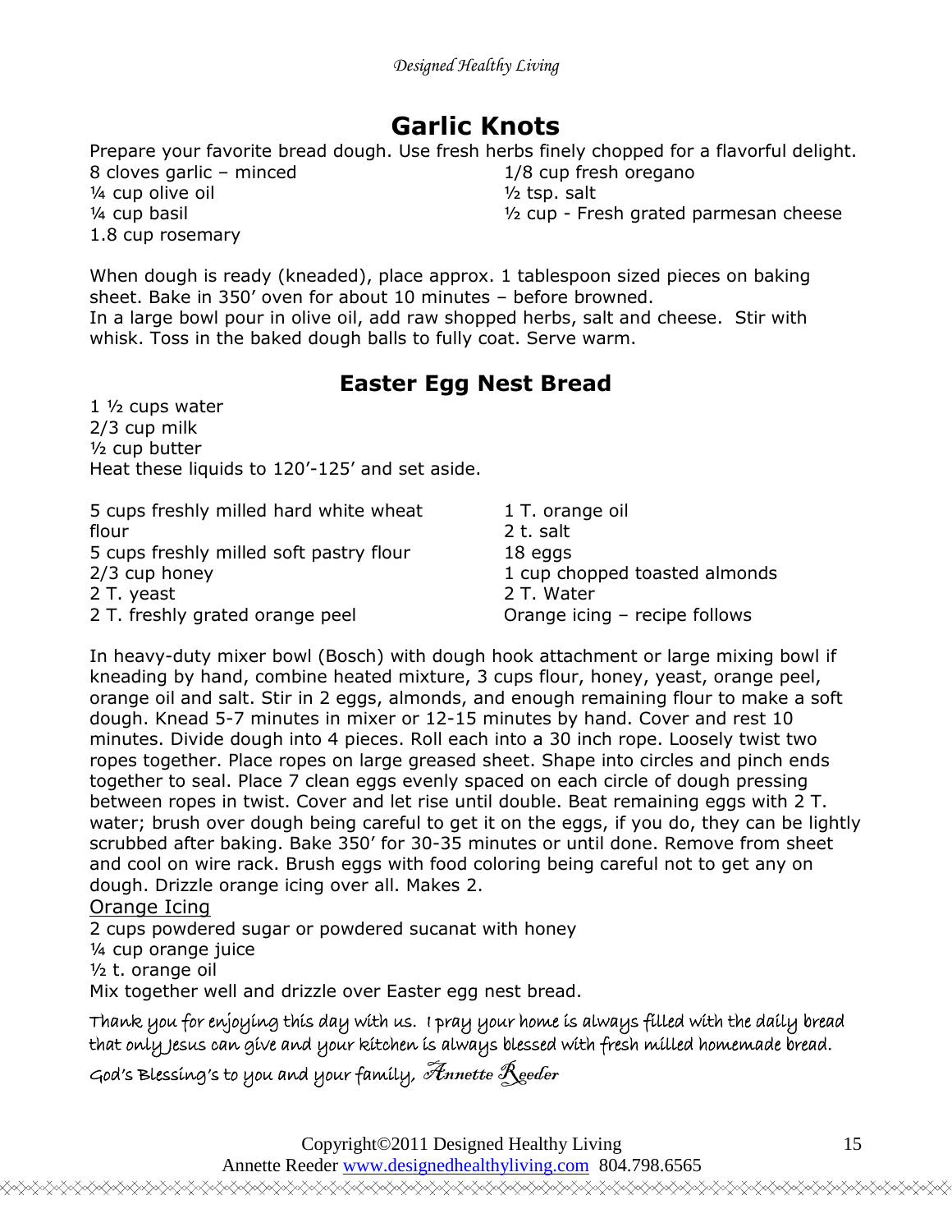## Garlic Knots

Prepare your favorite bread dough. Use fresh herbs finely chopped for a flavorful delight.

8 cloves garlic – minced
¼ cup olive oil
¼ cup basil
1.8 cup rosemary
1/8 cup fresh oregano
½ tsp. salt
½ cup - Fresh grated parmesan cheese

When dough is ready (kneaded), place approx. 1 tablespoon sized pieces on baking sheet. Bake in 350' oven for about 10 minutes – before browned.
In a large bowl pour in olive oil, add raw shopped herbs, salt and cheese. Stir with whisk. Toss in the baked dough balls to fully coat. Serve warm.

## Easter Egg Nest Bread

1 ½ cups water
2/3 cup milk
½ cup butter
Heat these liquids to 120'-125' and set aside.

5 cups freshly milled hard white wheat flour
5 cups freshly milled soft pastry flour
2/3 cup honey
2 T. yeast
2 T. freshly grated orange peel
1 T. orange oil
2 t. salt
18 eggs
1 cup chopped toasted almonds
2 T. Water
Orange icing – recipe follows

In heavy-duty mixer bowl (Bosch) with dough hook attachment or large mixing bowl if kneading by hand, combine heated mixture, 3 cups flour, honey, yeast, orange peel, orange oil and salt. Stir in 2 eggs, almonds, and enough remaining flour to make a soft dough. Knead 5-7 minutes in mixer or 12-15 minutes by hand. Cover and rest 10 minutes. Divide dough into 4 pieces. Roll each into a 30 inch rope. Loosely twist two ropes together. Place ropes on large greased sheet. Shape into circles and pinch ends together to seal. Place 7 clean eggs evenly spaced on each circle of dough pressing between ropes in twist. Cover and let rise until double. Beat remaining eggs with 2 T. water; brush over dough being careful to get it on the eggs, if you do, they can be lightly scrubbed after baking. Bake 350' for 30-35 minutes or until done. Remove from sheet and cool on wire rack. Brush eggs with food coloring being careful not to get any on dough. Drizzle orange icing over all. Makes 2.

Orange Icing

2 cups powdered sugar or powdered sucanat with honey
¼ cup orange juice
½ t. orange oil
Mix together well and drizzle over Easter egg nest bread.

*Thank you for enjoying this day with us. I pray your home is always filled with the daily bread that only Jesus can give and your kitchen is always blessed with fresh milled homemade bread.*

*God's Blessing's to you and your family, Annette Reeder*

Copyright©2011 Designed Healthy Living
Annette Reeder www.designedhealthyliving.com 804.798.6565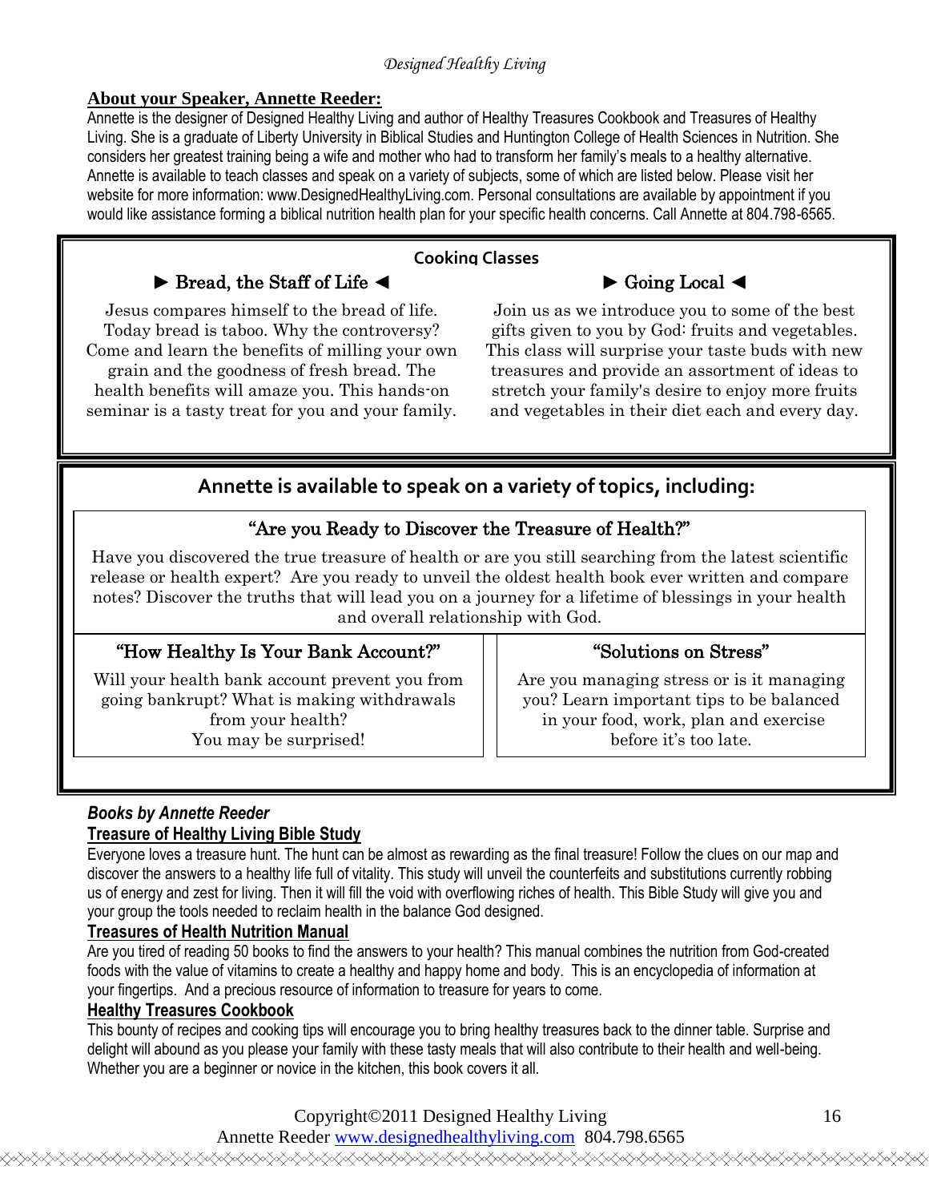## About your Speaker, Annette Reeder:

Annette is the designer of Designed Healthy Living and author of Healthy Treasures Cookbook and Treasures of Healthy Living. She is a graduate of Liberty University in Biblical Studies and Huntington College of Health Sciences in Nutrition. She considers her greatest training being a wife and mother who had to transform her family's meals to a healthy alternative. Annette is available to teach classes and speak on a variety of subjects, some of which are listed below. Please visit her website for more information: www.DesignedHealthyLiving.com. Personal consultations are available by appointment if you would like assistance forming a biblical nutrition health plan for your specific health concerns. Call Annette at 804.798-6565.

### Cooking Classes

#### ► Bread, the Staff of Life ◄

Jesus compares himself to the bread of life. Today bread is taboo. Why the controversy? Come and learn the benefits of milling your own grain and the goodness of fresh bread. The health benefits will amaze you. This hands-on seminar is a tasty treat for you and your family.

#### ► Going Local ◄

Join us as we introduce you to some of the best gifts given to you by God: fruits and vegetables. This class will surprise your taste buds with new treasures and provide an assortment of ideas to stretch your family's desire to enjoy more fruits and vegetables in their diet each and every day.

### Annette is available to speak on a variety of topics, including:

#### "Are you Ready to Discover the Treasure of Health?"

Have you discovered the true treasure of health or are you still searching from the latest scientific release or health expert? Are you ready to unveil the oldest health book ever written and compare notes? Discover the truths that will lead you on a journey for a lifetime of blessings in your health and overall relationship with God.

#### "How Healthy Is Your Bank Account?"

Will your health bank account prevent you from going bankrupt? What is making withdrawals from your health? You may be surprised!

#### "Solutions on Stress"

Are you managing stress or is it managing you? Learn important tips to be balanced in your food, work, plan and exercise before it's too late.

***Books by Annette Reeder***

**Treasure of Healthy Living Bible Study**

Everyone loves a treasure hunt. The hunt can be almost as rewarding as the final treasure! Follow the clues on our map and discover the answers to a healthy life full of vitality. This study will unveil the counterfeits and substitutions currently robbing us of energy and zest for living. Then it will fill the void with overflowing riches of health. This Bible Study will give you and your group the tools needed to reclaim health in the balance God designed.

**Treasures of Health Nutrition Manual**

Are you tired of reading 50 books to find the answers to your health? This manual combines the nutrition from God-created foods with the value of vitamins to create a healthy and happy home and body. This is an encyclopedia of information at your fingertips. And a precious resource of information to treasure for years to come.

**Healthy Treasures Cookbook**

This bounty of recipes and cooking tips will encourage you to bring healthy treasures back to the dinner table. Surprise and delight will abound as you please your family with these tasty meals that will also contribute to their health and well-being. Whether you are a beginner or novice in the kitchen, this book covers it all.